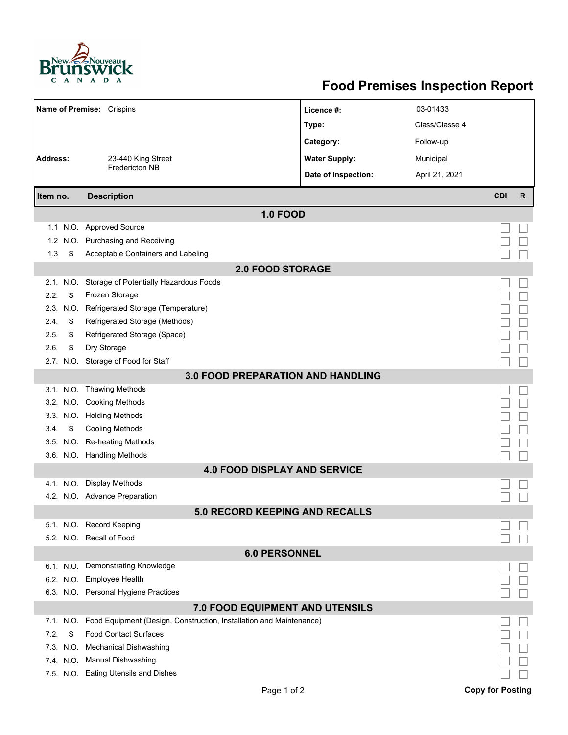# Food Premises Inspection Report

| | | | |
|---|---|---|---|
| **Name of Premise:** | Crispins | **Licence #:** | 03-01433 |
| | | **Type:** | Class/Classe 4 |
| | | **Category:** | Follow-up |
| **Address:** | 23-440 King Street Fredericton NB | **Water Supply:** | Municipal |
| | | **Date of Inspection:** | April 21, 2021 |

| Item no. | | Description | CDI | R |
|---|---|---|---|---|
| **1.0 FOOD** | | | | |
| 1.1 | N.O. | Approved Source | ☐ | ☐ |
| 1.2 | N.O. | Purchasing and Receiving | ☐ | ☐ |
| 1.3 | S | Acceptable Containers and Labeling | ☐ | ☐ |
| **2.0 FOOD STORAGE** | | | | |
| 2.1. | N.O. | Storage of Potentially Hazardous Foods | ☐ | ☐ |
| 2.2. | S | Frozen Storage | ☐ | ☐ |
| 2.3. | N.O. | Refrigerated Storage (Temperature) | ☐ | ☐ |
| 2.4. | S | Refrigerated Storage (Methods) | ☐ | ☐ |
| 2.5. | S | Refrigerated Storage (Space) | ☐ | ☐ |
| 2.6. | S | Dry Storage | ☐ | ☐ |
| 2.7. | N.O. | Storage of Food for Staff | ☐ | ☐ |
| **3.0 FOOD PREPARATION AND HANDLING** | | | | |
| 3.1. | N.O. | Thawing Methods | ☐ | ☐ |
| 3.2. | N.O. | Cooking Methods | ☐ | ☐ |
| 3.3. | N.O. | Holding Methods | ☐ | ☐ |
| 3.4. | S | Cooling Methods | ☐ | ☐ |
| 3.5. | N.O. | Re-heating Methods | ☐ | ☐ |
| 3.6. | N.O. | Handling Methods | ☐ | ☐ |
| **4.0 FOOD DISPLAY AND SERVICE** | | | | |
| 4.1. | N.O. | Display Methods | ☐ | ☐ |
| 4.2. | N.O. | Advance Preparation | ☐ | ☐ |
| **5.0 RECORD KEEPING AND RECALLS** | | | | |
| 5.1. | N.O. | Record Keeping | ☐ | ☐ |
| 5.2. | N.O. | Recall of Food | ☐ | ☐ |
| **6.0 PERSONNEL** | | | | |
| 6.1. | N.O. | Demonstrating Knowledge | ☐ | ☐ |
| 6.2. | N.O. | Employee Health | ☐ | ☐ |
| 6.3. | N.O. | Personal Hygiene Practices | ☐ | ☐ |
| **7.0 FOOD EQUIPMENT AND UTENSILS** | | | | |
| 7.1. | N.O. | Food Equipment (Design, Construction, Installation and Maintenance) | ☐ | ☐ |
| 7.2. | S | Food Contact Surfaces | ☐ | ☐ |
| 7.3. | N.O. | Mechanical Dishwashing | ☐ | ☐ |
| 7.4. | N.O. | Manual Dishwashing | ☐ | ☐ |
| 7.5. | N.O. | Eating Utensils and Dishes | ☐ | ☐ |

**Copy for Posting**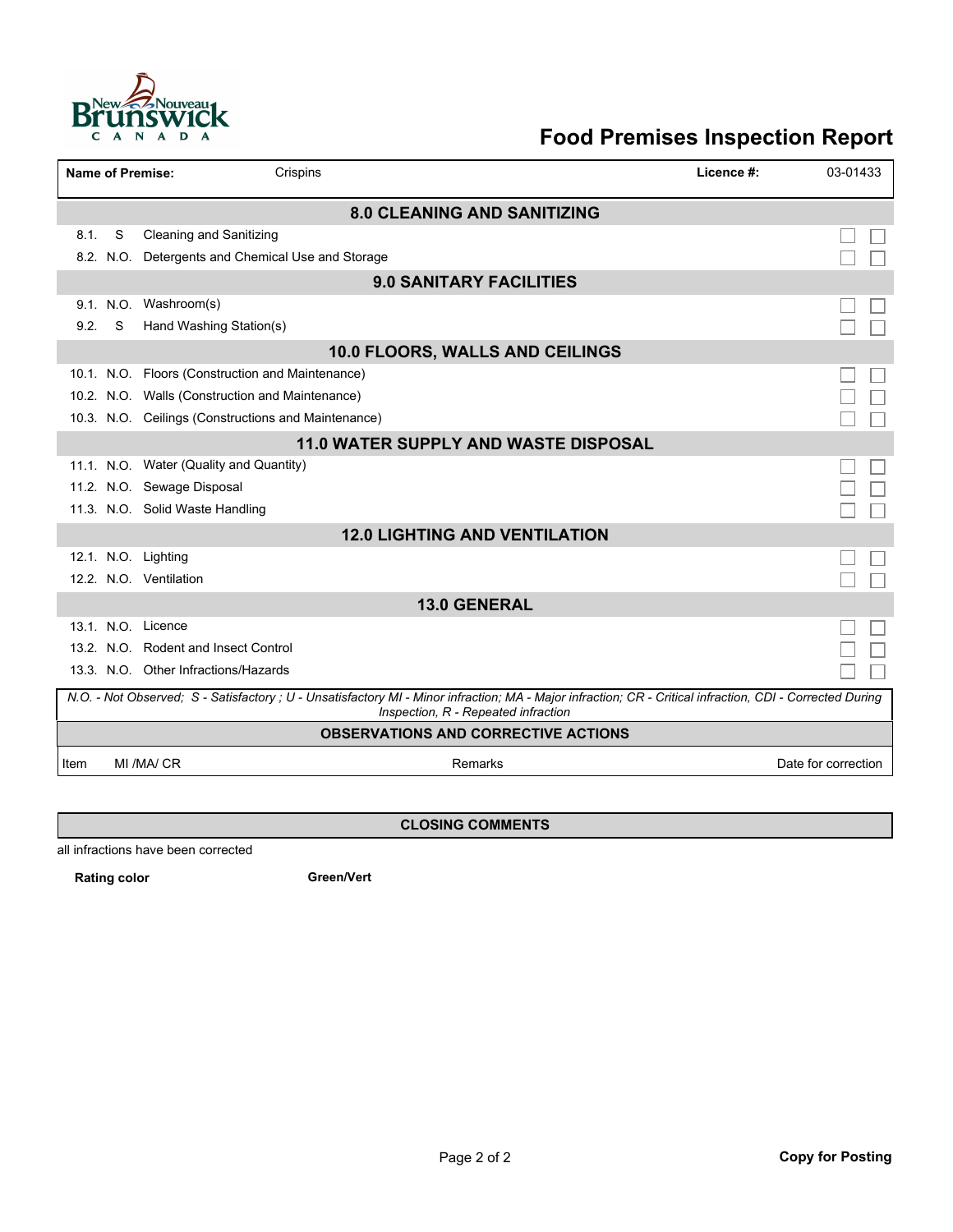# Food Premises Inspection Report

| Name of Premise: | Crispins | Licence #: | 03-01433 |
|---|---|---|---|

## 8.0 CLEANING AND SANITIZING

| | | | | |
|---|---|---|---|---|
| 8.1. | S | Cleaning and Sanitizing | | |
| 8.2. | N.O. | Detergents and Chemical Use and Storage | | |

## 9.0 SANITARY FACILITIES

| | | | | |
|---|---|---|---|---|
| 9.1. | N.O. | Washroom(s) | | |
| 9.2. | S | Hand Washing Station(s) | | |

## 10.0 FLOORS, WALLS AND CEILINGS

| | | | | |
|---|---|---|---|---|
| 10.1. | N.O. | Floors (Construction and Maintenance) | | |
| 10.2. | N.O. | Walls (Construction and Maintenance) | | |
| 10.3. | N.O. | Ceilings (Constructions and Maintenance) | | |

## 11.0 WATER SUPPLY AND WASTE DISPOSAL

| | | | | |
|---|---|---|---|---|
| 11.1. | N.O. | Water (Quality and Quantity) | | |
| 11.2. | N.O. | Sewage Disposal | | |
| 11.3. | N.O. | Solid Waste Handling | | |

## 12.0 LIGHTING AND VENTILATION

| | | | | |
|---|---|---|---|---|
| 12.1. | N.O. | Lighting | | |
| 12.2. | N.O. | Ventilation | | |

## 13.0 GENERAL

| | | | | |
|---|---|---|---|---|
| 13.1. | N.O. | Licence | | |
| 13.2. | N.O. | Rodent and Insect Control | | |
| 13.3. | N.O. | Other Infractions/Hazards | | |

*N.O. - Not Observed; S - Satisfactory ; U - Unsatisfactory MI - Minor infraction; MA - Major infraction; CR - Critical infraction, CDI - Corrected During Inspection, R - Repeated infraction*

## OBSERVATIONS AND CORRECTIVE ACTIONS

| Item | MI /MA/ CR | Remarks | Date for correction |
|---|---|---|---|

## CLOSING COMMENTS

all infractions have been corrected

**Rating color** **Green/Vert**

**Copy for Posting**